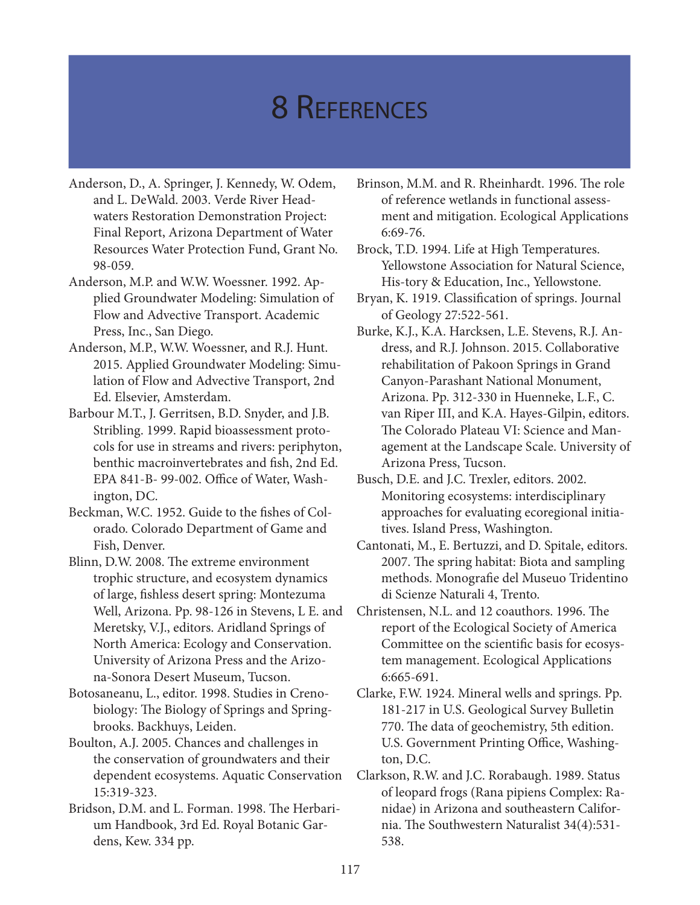# 8 References

Anderson, D., A. Springer, J. Kennedy, W. Odem, and L. DeWald. 2003. Verde River Headwaters Restoration Demonstration Project: Final Report, Arizona Department of Water Resources Water Protection Fund, Grant No. 98-059.

Anderson, M.P. and W.W. Woessner. 1992. Applied Groundwater Modeling: Simulation of Flow and Advective Transport. Academic Press, Inc., San Diego.

Anderson, M.P., W.W. Woessner, and R.J. Hunt. 2015. Applied Groundwater Modeling: Simulation of Flow and Advective Transport, 2nd Ed. Elsevier, Amsterdam.

Barbour M.T., J. Gerritsen, B.D. Snyder, and J.B. Stribling. 1999. Rapid bioassessment protocols for use in streams and rivers: periphyton, benthic macroinvertebrates and fish, 2nd Ed. EPA 841-B- 99-002. Office of Water, Washington, DC.

Beckman, W.C. 1952. Guide to the fishes of Colorado. Colorado Department of Game and Fish, Denver.

Blinn, D.W. 2008. The extreme environment trophic structure, and ecosystem dynamics of large, fishless desert spring: Montezuma Well, Arizona. Pp. 98-126 in Stevens, L E. and Meretsky, V.J., editors. Aridland Springs of North America: Ecology and Conservation. University of Arizona Press and the Arizona-Sonora Desert Museum, Tucson.

Botosaneanu, L., editor. 1998. Studies in Crenobiology: The Biology of Springs and Springbrooks. Backhuys, Leiden.

Boulton, A.J. 2005. Chances and challenges in the conservation of groundwaters and their dependent ecosystems. Aquatic Conservation 15:319-323.

Bridson, D.M. and L. Forman. 1998. The Herbarium Handbook, 3rd Ed. Royal Botanic Gardens, Kew. 334 pp.

Brinson, M.M. and R. Rheinhardt. 1996. The role of reference wetlands in functional assessment and mitigation. Ecological Applications 6:69-76.

Brock, T.D. 1994. Life at High Temperatures. Yellowstone Association for Natural Science, His-tory & Education, Inc., Yellowstone.

Bryan, K. 1919. Classification of springs. Journal of Geology 27:522-561.

Burke, K.J., K.A. Harcksen, L.E. Stevens, R.J. Andress, and R.J. Johnson. 2015. Collaborative rehabilitation of Pakoon Springs in Grand Canyon-Parashant National Monument, Arizona. Pp. 312-330 in Huenneke, L.F., C. van Riper III, and K.A. Hayes-Gilpin, editors. The Colorado Plateau VI: Science and Management at the Landscape Scale. University of Arizona Press, Tucson.

Busch, D.E. and J.C. Trexler, editors. 2002. Monitoring ecosystems: interdisciplinary approaches for evaluating ecoregional initiatives. Island Press, Washington.

Cantonati, M., E. Bertuzzi, and D. Spitale, editors. 2007. The spring habitat: Biota and sampling methods. Monografie del Museuo Tridentino di Scienze Naturali 4, Trento.

Christensen, N.L. and 12 coauthors. 1996. The report of the Ecological Society of America Committee on the scientific basis for ecosystem management. Ecological Applications 6:665-691.

Clarke, F.W. 1924. Mineral wells and springs. Pp. 181-217 in U.S. Geological Survey Bulletin 770. The data of geochemistry, 5th edition. U.S. Government Printing Office, Washington, D.C.

Clarkson, R.W. and J.C. Rorabaugh. 1989. Status of leopard frogs (Rana pipiens Complex: Ranidae) in Arizona and southeastern California. The Southwestern Naturalist 34(4):531-538.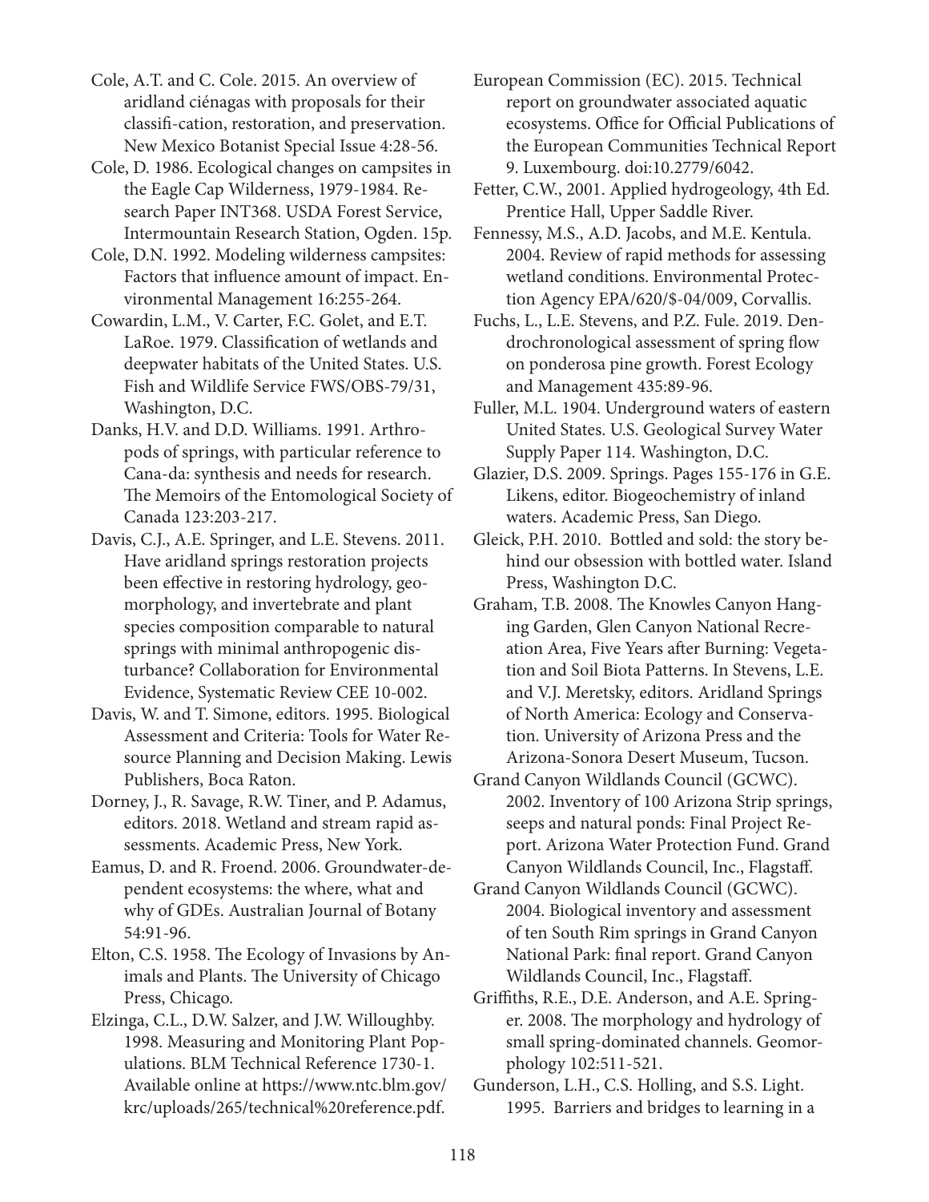Cole, A.T. and C. Cole. 2015. An overview of aridland ciénagas with proposals for their classifi-cation, restoration, and preservation. New Mexico Botanist Special Issue 4:28-56.

Cole, D. 1986. Ecological changes on campsites in the Eagle Cap Wilderness, 1979-1984. Research Paper INT368. USDA Forest Service, Intermountain Research Station, Ogden. 15p.

Cole, D.N. 1992. Modeling wilderness campsites: Factors that influence amount of impact. Environmental Management 16:255-264.

Cowardin, L.M., V. Carter, F.C. Golet, and E.T. LaRoe. 1979. Classification of wetlands and deepwater habitats of the United States. U.S. Fish and Wildlife Service FWS/OBS-79/31, Washington, D.C.

Danks, H.V. and D.D. Williams. 1991. Arthropods of springs, with particular reference to Cana-da: synthesis and needs for research. The Memoirs of the Entomological Society of Canada 123:203-217.

Davis, C.J., A.E. Springer, and L.E. Stevens. 2011. Have aridland springs restoration projects been effective in restoring hydrology, geomorphology, and invertebrate and plant species composition comparable to natural springs with minimal anthropogenic disturbance? Collaboration for Environmental Evidence, Systematic Review CEE 10-002.

Davis, W. and T. Simone, editors. 1995. Biological Assessment and Criteria: Tools for Water Resource Planning and Decision Making. Lewis Publishers, Boca Raton.

Dorney, J., R. Savage, R.W. Tiner, and P. Adamus, editors. 2018. Wetland and stream rapid assessments. Academic Press, New York.

Eamus, D. and R. Froend. 2006. Groundwater-dependent ecosystems: the where, what and why of GDEs. Australian Journal of Botany 54:91-96.

Elton, C.S. 1958. The Ecology of Invasions by Animals and Plants. The University of Chicago Press, Chicago.

Elzinga, C.L., D.W. Salzer, and J.W. Willoughby. 1998. Measuring and Monitoring Plant Populations. BLM Technical Reference 1730-1. Available online at https://www.ntc.blm.gov/krc/uploads/265/technical%20reference.pdf.

European Commission (EC). 2015. Technical report on groundwater associated aquatic ecosystems. Office for Official Publications of the European Communities Technical Report 9. Luxembourg. doi:10.2779/6042.

Fetter, C.W., 2001. Applied hydrogeology, 4th Ed. Prentice Hall, Upper Saddle River.

Fennessy, M.S., A.D. Jacobs, and M.E. Kentula. 2004. Review of rapid methods for assessing wetland conditions. Environmental Protection Agency EPA/620/$-04/009, Corvallis.

Fuchs, L., L.E. Stevens, and P.Z. Fule. 2019. Dendrochronological assessment of spring flow on ponderosa pine growth. Forest Ecology and Management 435:89-96.

Fuller, M.L. 1904. Underground waters of eastern United States. U.S. Geological Survey Water Supply Paper 114. Washington, D.C.

Glazier, D.S. 2009. Springs. Pages 155-176 in G.E. Likens, editor. Biogeochemistry of inland waters. Academic Press, San Diego.

Gleick, P.H. 2010. Bottled and sold: the story behind our obsession with bottled water. Island Press, Washington D.C.

Graham, T.B. 2008. The Knowles Canyon Hanging Garden, Glen Canyon National Recreation Area, Five Years after Burning: Vegetation and Soil Biota Patterns. In Stevens, L.E. and V.J. Meretsky, editors. Aridland Springs of North America: Ecology and Conservation. University of Arizona Press and the Arizona-Sonora Desert Museum, Tucson.

Grand Canyon Wildlands Council (GCWC). 2002. Inventory of 100 Arizona Strip springs, seeps and natural ponds: Final Project Report. Arizona Water Protection Fund. Grand Canyon Wildlands Council, Inc., Flagstaff.

Grand Canyon Wildlands Council (GCWC). 2004. Biological inventory and assessment of ten South Rim springs in Grand Canyon National Park: final report. Grand Canyon Wildlands Council, Inc., Flagstaff.

Griffiths, R.E., D.E. Anderson, and A.E. Springer. 2008. The morphology and hydrology of small spring-dominated channels. Geomorphology 102:511-521.

Gunderson, L.H., C.S. Holling, and S.S. Light. 1995. Barriers and bridges to learning in a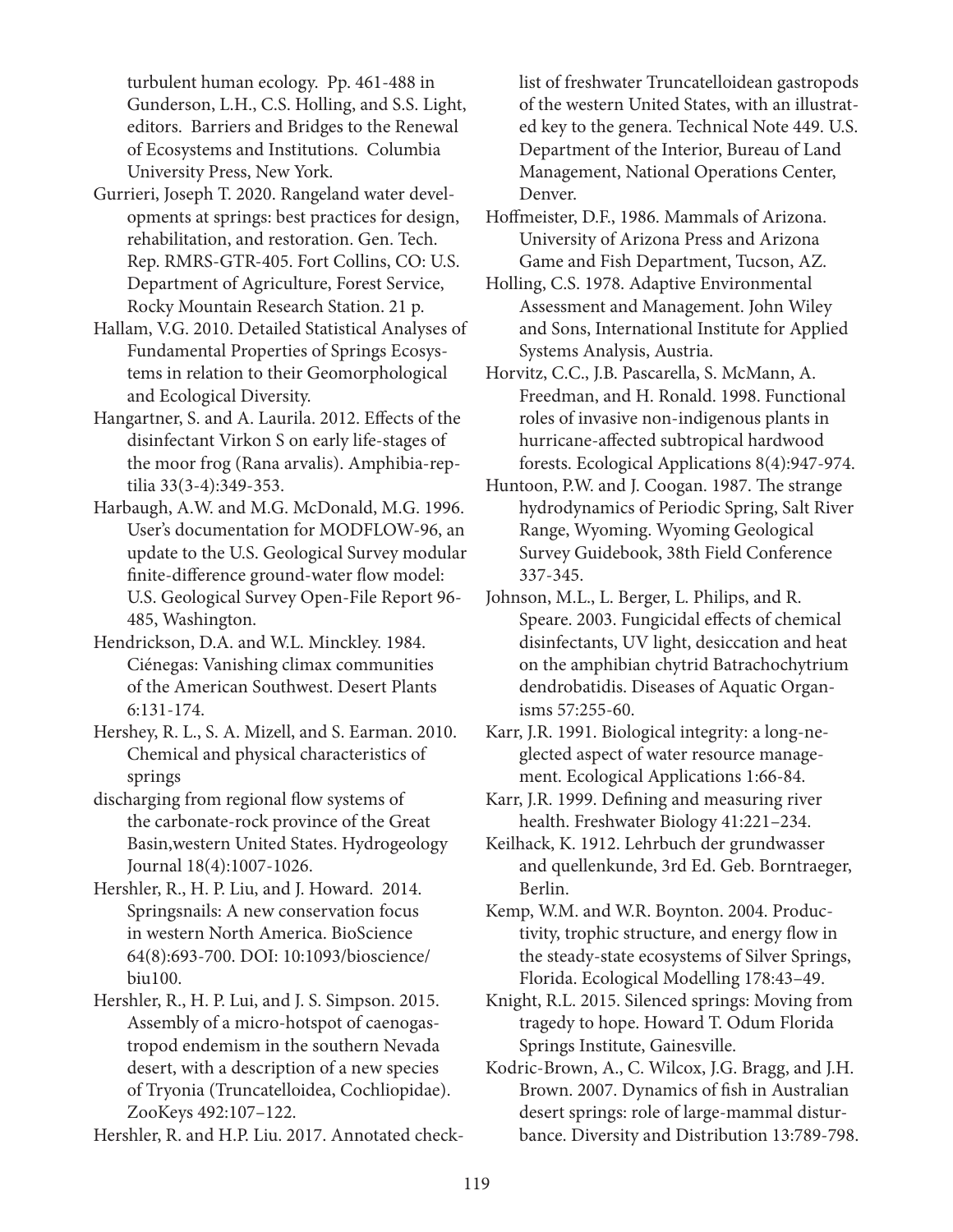turbulent human ecology. Pp. 461-488 in Gunderson, L.H., C.S. Holling, and S.S. Light, editors. Barriers and Bridges to the Renewal of Ecosystems and Institutions. Columbia University Press, New York.

Gurrieri, Joseph T. 2020. Rangeland water developments at springs: best practices for design, rehabilitation, and restoration. Gen. Tech. Rep. RMRS-GTR-405. Fort Collins, CO: U.S. Department of Agriculture, Forest Service, Rocky Mountain Research Station. 21 p.

Hallam, V.G. 2010. Detailed Statistical Analyses of Fundamental Properties of Springs Ecosystems in relation to their Geomorphological and Ecological Diversity.

Hangartner, S. and A. Laurila. 2012. Effects of the disinfectant Virkon S on early life-stages of the moor frog (Rana arvalis). Amphibia-reptilia 33(3-4):349-353.

Harbaugh, A.W. and M.G. McDonald, M.G. 1996. User's documentation for MODFLOW-96, an update to the U.S. Geological Survey modular finite-difference ground-water flow model: U.S. Geological Survey Open-File Report 96-485, Washington.

Hendrickson, D.A. and W.L. Minckley. 1984. Ciénegas: Vanishing climax communities of the American Southwest. Desert Plants 6:131-174.

Hershey, R. L., S. A. Mizell, and S. Earman. 2010. Chemical and physical characteristics of springs

discharging from regional flow systems of the carbonate-rock province of the Great Basin,western United States. Hydrogeology Journal 18(4):1007-1026.

Hershler, R., H. P. Liu, and J. Howard. 2014. Springsnails: A new conservation focus in western North America. BioScience 64(8):693-700. DOI: 10:1093/bioscience/biu100.

Hershler, R., H. P. Lui, and J. S. Simpson. 2015. Assembly of a micro-hotspot of caenogastropod endemism in the southern Nevada desert, with a description of a new species of Tryonia (Truncatelloidea, Cochliopidae). ZooKeys 492:107–122.

Hershler, R. and H.P. Liu. 2017. Annotated checklist of freshwater Truncatelloidean gastropods of the western United States, with an illustrated key to the genera. Technical Note 449. U.S. Department of the Interior, Bureau of Land Management, National Operations Center, Denver.

Hoffmeister, D.F., 1986. Mammals of Arizona. University of Arizona Press and Arizona Game and Fish Department, Tucson, AZ.

Holling, C.S. 1978. Adaptive Environmental Assessment and Management. John Wiley and Sons, International Institute for Applied Systems Analysis, Austria.

Horvitz, C.C., J.B. Pascarella, S. McMann, A. Freedman, and H. Ronald. 1998. Functional roles of invasive non-indigenous plants in hurricane-affected subtropical hardwood forests. Ecological Applications 8(4):947-974.

Huntoon, P.W. and J. Coogan. 1987. The strange hydrodynamics of Periodic Spring, Salt River Range, Wyoming. Wyoming Geological Survey Guidebook, 38th Field Conference 337-345.

Johnson, M.L., L. Berger, L. Philips, and R. Speare. 2003. Fungicidal effects of chemical disinfectants, UV light, desiccation and heat on the amphibian chytrid Batrachochytrium dendrobatidis. Diseases of Aquatic Organisms 57:255-60.

Karr, J.R. 1991. Biological integrity: a long-neglected aspect of water resource management. Ecological Applications 1:66-84.

Karr, J.R. 1999. Defining and measuring river health. Freshwater Biology 41:221–234.

Keilhack, K. 1912. Lehrbuch der grundwasser and quellenkunde, 3rd Ed. Geb. Borntraeger, Berlin.

Kemp, W.M. and W.R. Boynton. 2004. Productivity, trophic structure, and energy flow in the steady-state ecosystems of Silver Springs, Florida. Ecological Modelling 178:43–49.

Knight, R.L. 2015. Silenced springs: Moving from tragedy to hope. Howard T. Odum Florida Springs Institute, Gainesville.

Kodric-Brown, A., C. Wilcox, J.G. Bragg, and J.H. Brown. 2007. Dynamics of fish in Australian desert springs: role of large-mammal disturbance. Diversity and Distribution 13:789-798.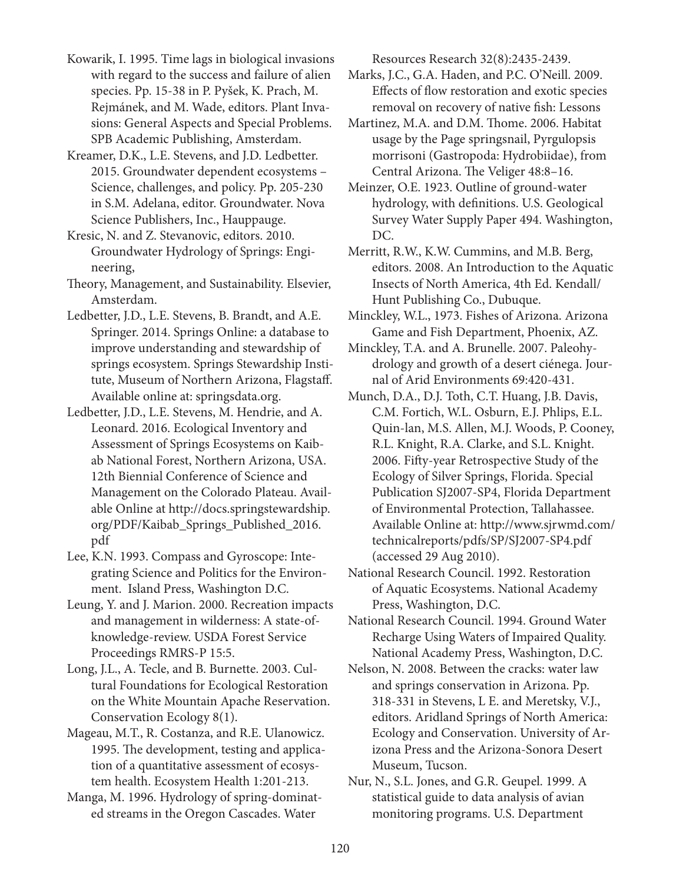Kowarik, I. 1995. Time lags in biological invasions with regard to the success and failure of alien species. Pp. 15-38 in P. Pyšek, K. Prach, M. Rejmánek, and M. Wade, editors. Plant Invasions: General Aspects and Special Problems. SPB Academic Publishing, Amsterdam.

Kreamer, D.K., L.E. Stevens, and J.D. Ledbetter. 2015. Groundwater dependent ecosystems – Science, challenges, and policy. Pp. 205-230 in S.M. Adelana, editor. Groundwater. Nova Science Publishers, Inc., Hauppauge.

Kresic, N. and Z. Stevanovic, editors. 2010. Groundwater Hydrology of Springs: Engineering,

Theory, Management, and Sustainability. Elsevier, Amsterdam.

Ledbetter, J.D., L.E. Stevens, B. Brandt, and A.E. Springer. 2014. Springs Online: a database to improve understanding and stewardship of springs ecosystem. Springs Stewardship Institute, Museum of Northern Arizona, Flagstaff. Available online at: springsdata.org.

Ledbetter, J.D., L.E. Stevens, M. Hendrie, and A. Leonard. 2016. Ecological Inventory and Assessment of Springs Ecosystems on Kaibab National Forest, Northern Arizona, USA. 12th Biennial Conference of Science and Management on the Colorado Plateau. Available Online at http://docs.springstewardship.org/PDF/Kaibab_Springs_Published_2016.pdf

Lee, K.N. 1993. Compass and Gyroscope: Integrating Science and Politics for the Environment. Island Press, Washington D.C.

Leung, Y. and J. Marion. 2000. Recreation impacts and management in wilderness: A state-of-knowledge-review. USDA Forest Service Proceedings RMRS-P 15:5.

Long, J.L., A. Tecle, and B. Burnette. 2003. Cultural Foundations for Ecological Restoration on the White Mountain Apache Reservation. Conservation Ecology 8(1).

Mageau, M.T., R. Costanza, and R.E. Ulanowicz. 1995. The development, testing and application of a quantitative assessment of ecosystem health. Ecosystem Health 1:201-213.

Manga, M. 1996. Hydrology of spring-dominated streams in the Oregon Cascades. Water Resources Research 32(8):2435-2439.

Marks, J.C., G.A. Haden, and P.C. O'Neill. 2009. Effects of flow restoration and exotic species removal on recovery of native fish: Lessons

Martinez, M.A. and D.M. Thome. 2006. Habitat usage by the Page springsnail, Pyrgulopsis morrisoni (Gastropoda: Hydrobiidae), from Central Arizona. The Veliger 48:8–16.

Meinzer, O.E. 1923. Outline of ground-water hydrology, with definitions. U.S. Geological Survey Water Supply Paper 494. Washington, DC.

Merritt, R.W., K.W. Cummins, and M.B. Berg, editors. 2008. An Introduction to the Aquatic Insects of North America, 4th Ed. Kendall/Hunt Publishing Co., Dubuque.

Minckley, W.L., 1973. Fishes of Arizona. Arizona Game and Fish Department, Phoenix, AZ.

Minckley, T.A. and A. Brunelle. 2007. Paleohydrology and growth of a desert ciénega. Journal of Arid Environments 69:420-431.

Munch, D.A., D.J. Toth, C.T. Huang, J.B. Davis, C.M. Fortich, W.L. Osburn, E.J. Phlips, E.L. Quin-lan, M.S. Allen, M.J. Woods, P. Cooney, R.L. Knight, R.A. Clarke, and S.L. Knight. 2006. Fifty-year Retrospective Study of the Ecology of Silver Springs, Florida. Special Publication SJ2007-SP4, Florida Department of Environmental Protection, Tallahassee. Available Online at: http://www.sjrwmd.com/technicalreports/pdfs/SP/SJ2007-SP4.pdf (accessed 29 Aug 2010).

National Research Council. 1992. Restoration of Aquatic Ecosystems. National Academy Press, Washington, D.C.

National Research Council. 1994. Ground Water Recharge Using Waters of Impaired Quality. National Academy Press, Washington, D.C.

Nelson, N. 2008. Between the cracks: water law and springs conservation in Arizona. Pp. 318-331 in Stevens, L E. and Meretsky, V.J., editors. Aridland Springs of North America: Ecology and Conservation. University of Arizona Press and the Arizona-Sonora Desert Museum, Tucson.

Nur, N., S.L. Jones, and G.R. Geupel. 1999. A statistical guide to data analysis of avian monitoring programs. U.S. Department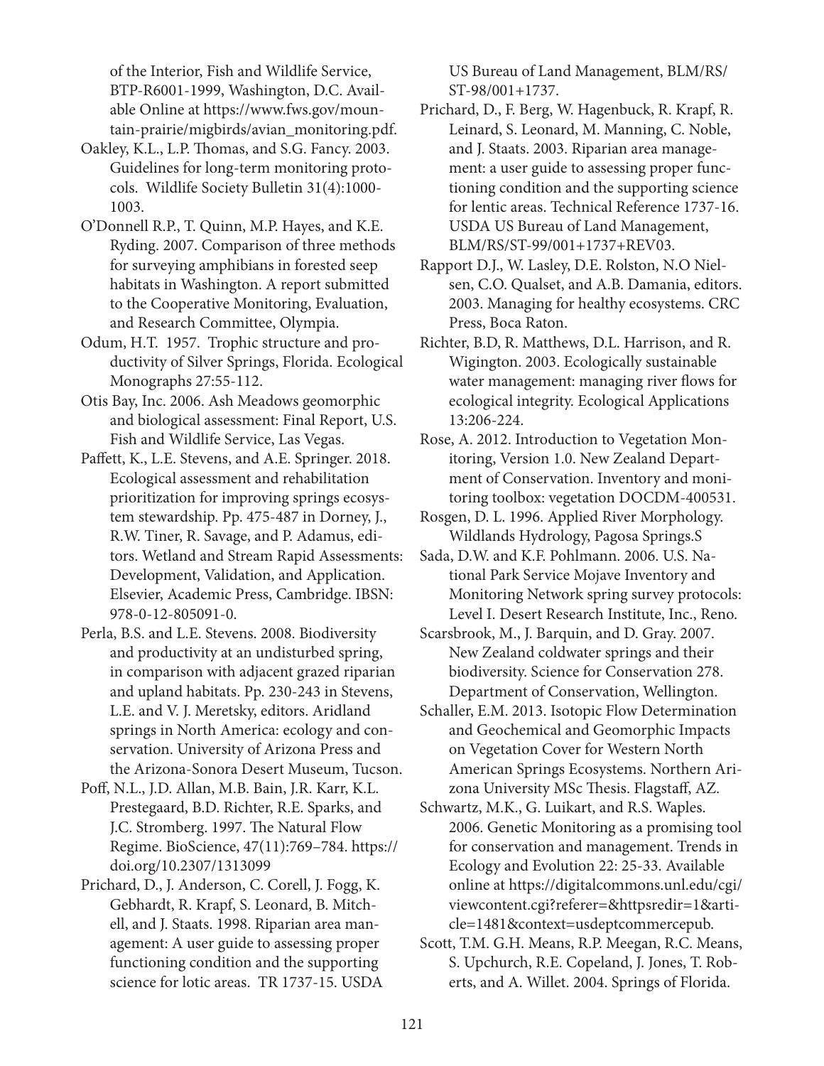of the Interior, Fish and Wildlife Service, BTP-R6001-1999, Washington, D.C. Available Online at https://www.fws.gov/mountain-prairie/migbirds/avian_monitoring.pdf.

Oakley, K.L., L.P. Thomas, and S.G. Fancy. 2003. Guidelines for long-term monitoring protocols. Wildlife Society Bulletin 31(4):1000-1003.

O'Donnell R.P., T. Quinn, M.P. Hayes, and K.E. Ryding. 2007. Comparison of three methods for surveying amphibians in forested seep habitats in Washington. A report submitted to the Cooperative Monitoring, Evaluation, and Research Committee, Olympia.

Odum, H.T. 1957. Trophic structure and productivity of Silver Springs, Florida. Ecological Monographs 27:55-112.

Otis Bay, Inc. 2006. Ash Meadows geomorphic and biological assessment: Final Report, U.S. Fish and Wildlife Service, Las Vegas.

Paffett, K., L.E. Stevens, and A.E. Springer. 2018. Ecological assessment and rehabilitation prioritization for improving springs ecosystem stewardship. Pp. 475-487 in Dorney, J., R.W. Tiner, R. Savage, and P. Adamus, editors. Wetland and Stream Rapid Assessments: Development, Validation, and Application. Elsevier, Academic Press, Cambridge. IBSN: 978-0-12-805091-0.

Perla, B.S. and L.E. Stevens. 2008. Biodiversity and productivity at an undisturbed spring, in comparison with adjacent grazed riparian and upland habitats. Pp. 230-243 in Stevens, L.E. and V. J. Meretsky, editors. Aridland springs in North America: ecology and conservation. University of Arizona Press and the Arizona-Sonora Desert Museum, Tucson.

Poff, N.L., J.D. Allan, M.B. Bain, J.R. Karr, K.L. Prestegaard, B.D. Richter, R.E. Sparks, and J.C. Stromberg. 1997. The Natural Flow Regime. BioScience, 47(11):769–784. https://doi.org/10.2307/1313099

Prichard, D., J. Anderson, C. Corell, J. Fogg, K. Gebhardt, R. Krapf, S. Leonard, B. Mitchell, and J. Staats. 1998. Riparian area management: A user guide to assessing proper functioning condition and the supporting science for lotic areas. TR 1737-15. USDA US Bureau of Land Management, BLM/RS/ST-98/001+1737.

Prichard, D., F. Berg, W. Hagenbuck, R. Krapf, R. Leinard, S. Leonard, M. Manning, C. Noble, and J. Staats. 2003. Riparian area management: a user guide to assessing proper functioning condition and the supporting science for lentic areas. Technical Reference 1737-16. USDA US Bureau of Land Management, BLM/RS/ST-99/001+1737+REV03.

Rapport D.J., W. Lasley, D.E. Rolston, N.O Nielsen, C.O. Qualset, and A.B. Damania, editors. 2003. Managing for healthy ecosystems. CRC Press, Boca Raton.

Richter, B.D, R. Matthews, D.L. Harrison, and R. Wigington. 2003. Ecologically sustainable water management: managing river flows for ecological integrity. Ecological Applications 13:206-224.

Rose, A. 2012. Introduction to Vegetation Monitoring, Version 1.0. New Zealand Department of Conservation. Inventory and monitoring toolbox: vegetation DOCDM-400531.

Rosgen, D. L. 1996. Applied River Morphology. Wildlands Hydrology, Pagosa Springs.S

Sada, D.W. and K.F. Pohlmann. 2006. U.S. National Park Service Mojave Inventory and Monitoring Network spring survey protocols: Level I. Desert Research Institute, Inc., Reno.

Scarsbrook, M., J. Barquin, and D. Gray. 2007. New Zealand coldwater springs and their biodiversity. Science for Conservation 278. Department of Conservation, Wellington.

Schaller, E.M. 2013. Isotopic Flow Determination and Geochemical and Geomorphic Impacts on Vegetation Cover for Western North American Springs Ecosystems. Northern Arizona University MSc Thesis. Flagstaff, AZ.

Schwartz, M.K., G. Luikart, and R.S. Waples. 2006. Genetic Monitoring as a promising tool for conservation and management. Trends in Ecology and Evolution 22: 25-33. Available online at https://digitalcommons.unl.edu/cgi/viewcontent.cgi?referer=&httpsredir=1&article=1481&context=usdeptcommercepub.

Scott, T.M. G.H. Means, R.P. Meegan, R.C. Means, S. Upchurch, R.E. Copeland, J. Jones, T. Roberts, and A. Willet. 2004. Springs of Florida.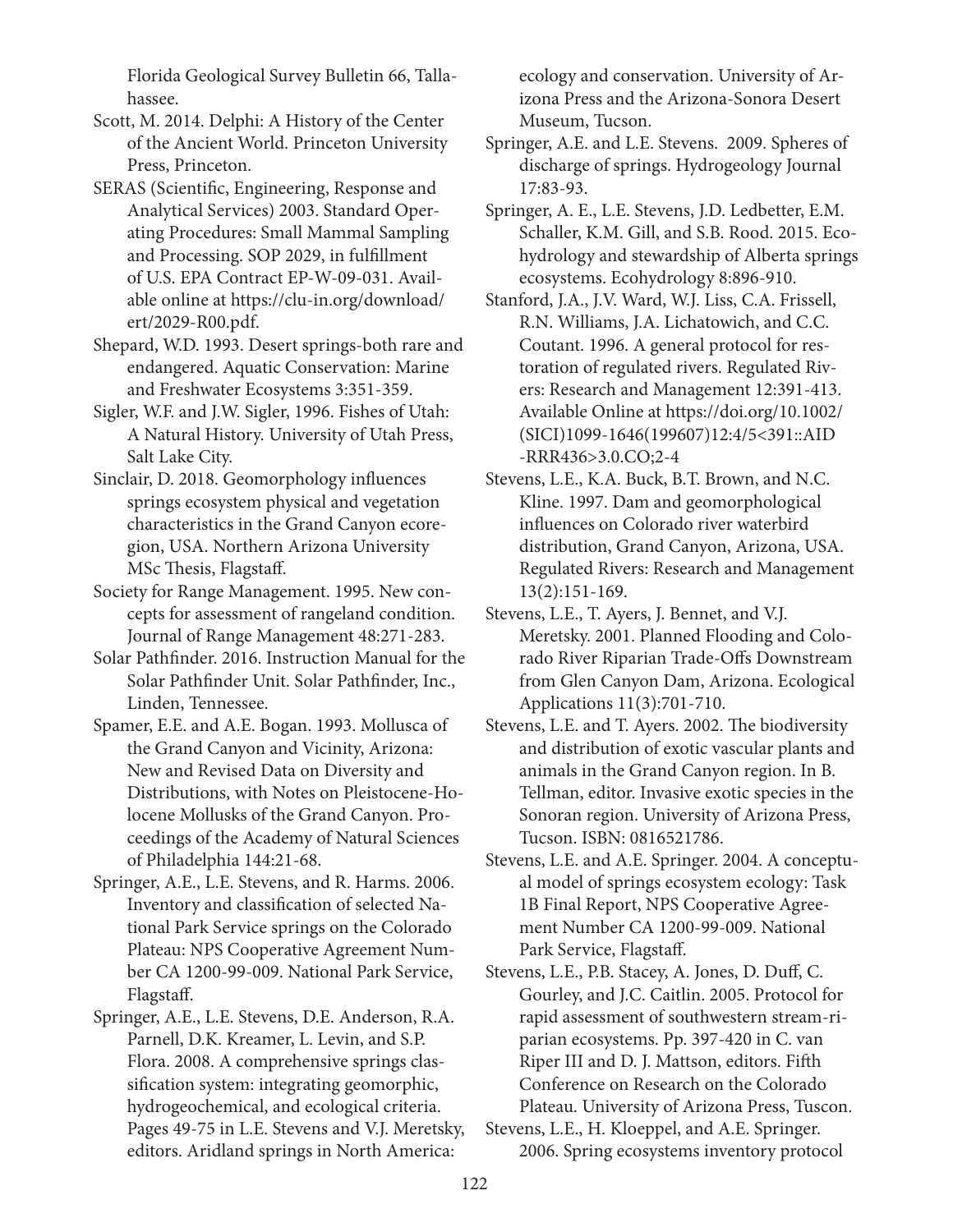Florida Geological Survey Bulletin 66, Tallahassee.

Scott, M. 2014. Delphi: A History of the Center of the Ancient World. Princeton University Press, Princeton.

SERAS (Scientific, Engineering, Response and Analytical Services) 2003. Standard Operating Procedures: Small Mammal Sampling and Processing. SOP 2029, in fulfillment of U.S. EPA Contract EP-W-09-031. Available online at https://clu-in.org/download/ert/2029-R00.pdf.

Shepard, W.D. 1993. Desert springs-both rare and endangered. Aquatic Conservation: Marine and Freshwater Ecosystems 3:351-359.

Sigler, W.F. and J.W. Sigler, 1996. Fishes of Utah: A Natural History. University of Utah Press, Salt Lake City.

Sinclair, D. 2018. Geomorphology influences springs ecosystem physical and vegetation characteristics in the Grand Canyon ecoregion, USA. Northern Arizona University MSc Thesis, Flagstaff.

Society for Range Management. 1995. New concepts for assessment of rangeland condition. Journal of Range Management 48:271-283.

Solar Pathfinder. 2016. Instruction Manual for the Solar Pathfinder Unit. Solar Pathfinder, Inc., Linden, Tennessee.

Spamer, E.E. and A.E. Bogan. 1993. Mollusca of the Grand Canyon and Vicinity, Arizona: New and Revised Data on Diversity and Distributions, with Notes on Pleistocene-Holocene Mollusks of the Grand Canyon. Proceedings of the Academy of Natural Sciences of Philadelphia 144:21-68.

Springer, A.E., L.E. Stevens, and R. Harms. 2006. Inventory and classification of selected National Park Service springs on the Colorado Plateau: NPS Cooperative Agreement Number CA 1200-99-009. National Park Service, Flagstaff.

Springer, A.E., L.E. Stevens, D.E. Anderson, R.A. Parnell, D.K. Kreamer, L. Levin, and S.P. Flora. 2008. A comprehensive springs classification system: integrating geomorphic, hydrogeochemical, and ecological criteria. Pages 49-75 in L.E. Stevens and V.J. Meretsky, editors. Aridland springs in North America: ecology and conservation. University of Arizona Press and the Arizona-Sonora Desert Museum, Tucson.

Springer, A.E. and L.E. Stevens. 2009. Spheres of discharge of springs. Hydrogeology Journal 17:83-93.

Springer, A. E., L.E. Stevens, J.D. Ledbetter, E.M. Schaller, K.M. Gill, and S.B. Rood. 2015. Ecohydrology and stewardship of Alberta springs ecosystems. Ecohydrology 8:896-910.

Stanford, J.A., J.V. Ward, W.J. Liss, C.A. Frissell, R.N. Williams, J.A. Lichatowich, and C.C. Coutant. 1996. A general protocol for restoration of regulated rivers. Regulated Rivers: Research and Management 12:391-413. Available Online at https://doi.org/10.1002/(SICI)1099-1646(199607)12:4/5<391::AID-RRR436>3.0.CO;2-4

Stevens, L.E., K.A. Buck, B.T. Brown, and N.C. Kline. 1997. Dam and geomorphological influences on Colorado river waterbird distribution, Grand Canyon, Arizona, USA. Regulated Rivers: Research and Management 13(2):151-169.

Stevens, L.E., T. Ayers, J. Bennet, and V.J. Meretsky. 2001. Planned Flooding and Colorado River Riparian Trade-Offs Downstream from Glen Canyon Dam, Arizona. Ecological Applications 11(3):701-710.

Stevens, L.E. and T. Ayers. 2002. The biodiversity and distribution of exotic vascular plants and animals in the Grand Canyon region. In B. Tellman, editor. Invasive exotic species in the Sonoran region. University of Arizona Press, Tucson. ISBN: 0816521786.

Stevens, L.E. and A.E. Springer. 2004. A conceptual model of springs ecosystem ecology: Task 1B Final Report, NPS Cooperative Agreement Number CA 1200-99-009. National Park Service, Flagstaff.

Stevens, L.E., P.B. Stacey, A. Jones, D. Duff, C. Gourley, and J.C. Caitlin. 2005. Protocol for rapid assessment of southwestern stream-riparian ecosystems. Pp. 397-420 in C. van Riper III and D. J. Mattson, editors. Fifth Conference on Research on the Colorado Plateau. University of Arizona Press, Tuscon.

Stevens, L.E., H. Kloeppel, and A.E. Springer. 2006. Spring ecosystems inventory protocol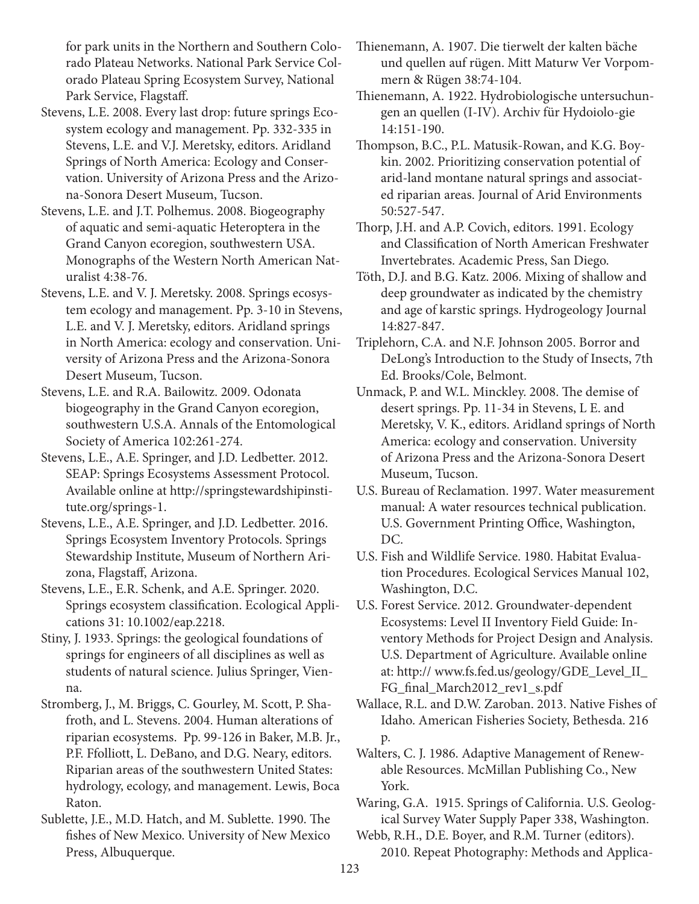for park units in the Northern and Southern Colorado Plateau Networks. National Park Service Colorado Plateau Spring Ecosystem Survey, National Park Service, Flagstaff.

Stevens, L.E. 2008. Every last drop: future springs Ecosystem ecology and management. Pp. 332-335 in Stevens, L.E. and V.J. Meretsky, editors. Aridland Springs of North America: Ecology and Conservation. University of Arizona Press and the Arizona-Sonora Desert Museum, Tucson.

Stevens, L.E. and J.T. Polhemus. 2008. Biogeography of aquatic and semi-aquatic Heteroptera in the Grand Canyon ecoregion, southwestern USA. Monographs of the Western North American Naturalist 4:38-76.

Stevens, L.E. and V. J. Meretsky. 2008. Springs ecosystem ecology and management. Pp. 3-10 in Stevens, L.E. and V. J. Meretsky, editors. Aridland springs in North America: ecology and conservation. University of Arizona Press and the Arizona-Sonora Desert Museum, Tucson.

Stevens, L.E. and R.A. Bailowitz. 2009. Odonata biogeography in the Grand Canyon ecoregion, southwestern U.S.A. Annals of the Entomological Society of America 102:261-274.

Stevens, L.E., A.E. Springer, and J.D. Ledbetter. 2012. SEAP: Springs Ecosystems Assessment Protocol. Available online at http://springstewardshipinstitute.org/springs-1.

Stevens, L.E., A.E. Springer, and J.D. Ledbetter. 2016. Springs Ecosystem Inventory Protocols. Springs Stewardship Institute, Museum of Northern Arizona, Flagstaff, Arizona.

Stevens, L.E., E.R. Schenk, and A.E. Springer. 2020. Springs ecosystem classification. Ecological Applications 31: 10.1002/eap.2218.

Stiny, J. 1933. Springs: the geological foundations of springs for engineers of all disciplines as well as students of natural science. Julius Springer, Vienna.

Stromberg, J., M. Briggs, C. Gourley, M. Scott, P. Shafroth, and L. Stevens. 2004. Human alterations of riparian ecosystems. Pp. 99-126 in Baker, M.B. Jr., P.F. Ffolliott, L. DeBano, and D.G. Neary, editors. Riparian areas of the southwestern United States: hydrology, ecology, and management. Lewis, Boca Raton.

Sublette, J.E., M.D. Hatch, and M. Sublette. 1990. The fishes of New Mexico. University of New Mexico Press, Albuquerque.

Thienemann, A. 1907. Die tierwelt der kalten bäche und quellen auf rügen. Mitt Maturw Ver Vorpommern & Rügen 38:74-104.

Thienemann, A. 1922. Hydrobiologische untersuchungen an quellen (I-IV). Archiv für Hydoiolo-gie 14:151-190.

Thompson, B.C., P.L. Matusik-Rowan, and K.G. Boykin. 2002. Prioritizing conservation potential of arid-land montane natural springs and associated riparian areas. Journal of Arid Environments 50:527-547.

Thorp, J.H. and A.P. Covich, editors. 1991. Ecology and Classification of North American Freshwater Invertebrates. Academic Press, San Diego.

Töth, D.J. and B.G. Katz. 2006. Mixing of shallow and deep groundwater as indicated by the chemistry and age of karstic springs. Hydrogeology Journal 14:827-847.

Triplehorn, C.A. and N.F. Johnson 2005. Borror and DeLong's Introduction to the Study of Insects, 7th Ed. Brooks/Cole, Belmont.

Unmack, P. and W.L. Minckley. 2008. The demise of desert springs. Pp. 11-34 in Stevens, L E. and Meretsky, V. K., editors. Aridland springs of North America: ecology and conservation. University of Arizona Press and the Arizona-Sonora Desert Museum, Tucson.

U.S. Bureau of Reclamation. 1997. Water measurement manual: A water resources technical publication. U.S. Government Printing Office, Washington, DC.

U.S. Fish and Wildlife Service. 1980. Habitat Evaluation Procedures. Ecological Services Manual 102, Washington, D.C.

U.S. Forest Service. 2012. Groundwater-dependent Ecosystems: Level II Inventory Field Guide: Inventory Methods for Project Design and Analysis. U.S. Department of Agriculture. Available online at: http:// www.fs.fed.us/geology/GDE_Level_II_FG_final_March2012_rev1_s.pdf

Wallace, R.L. and D.W. Zaroban. 2013. Native Fishes of Idaho. American Fisheries Society, Bethesda. 216 p.

Walters, C. J. 1986. Adaptive Management of Renewable Resources. McMillan Publishing Co., New York.

Waring, G.A. 1915. Springs of California. U.S. Geological Survey Water Supply Paper 338, Washington.

Webb, R.H., D.E. Boyer, and R.M. Turner (editors). 2010. Repeat Photography: Methods and Applica-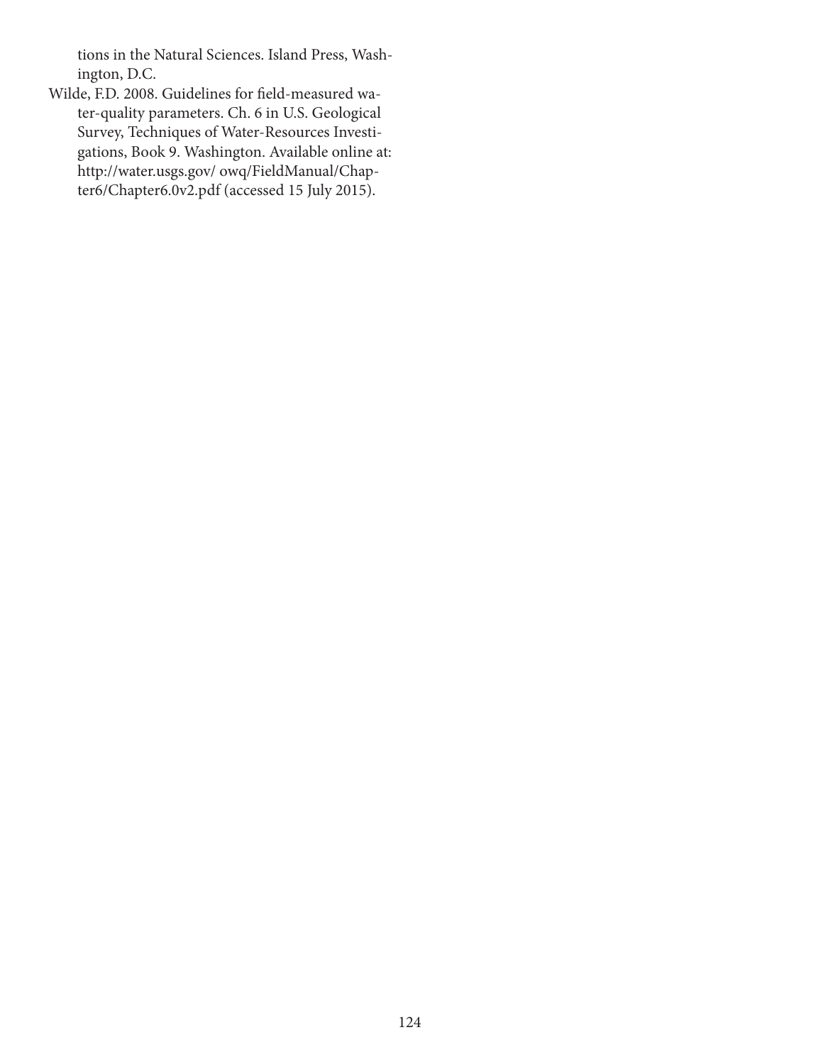tions in the Natural Sciences. Island Press, Washington, D.C.

Wilde, F.D. 2008. Guidelines for field-measured water-quality parameters. Ch. 6 in U.S. Geological Survey, Techniques of Water-Resources Investigations, Book 9. Washington. Available online at: http://water.usgs.gov/ owq/FieldManual/Chapter6/Chapter6.0v2.pdf (accessed 15 July 2015).